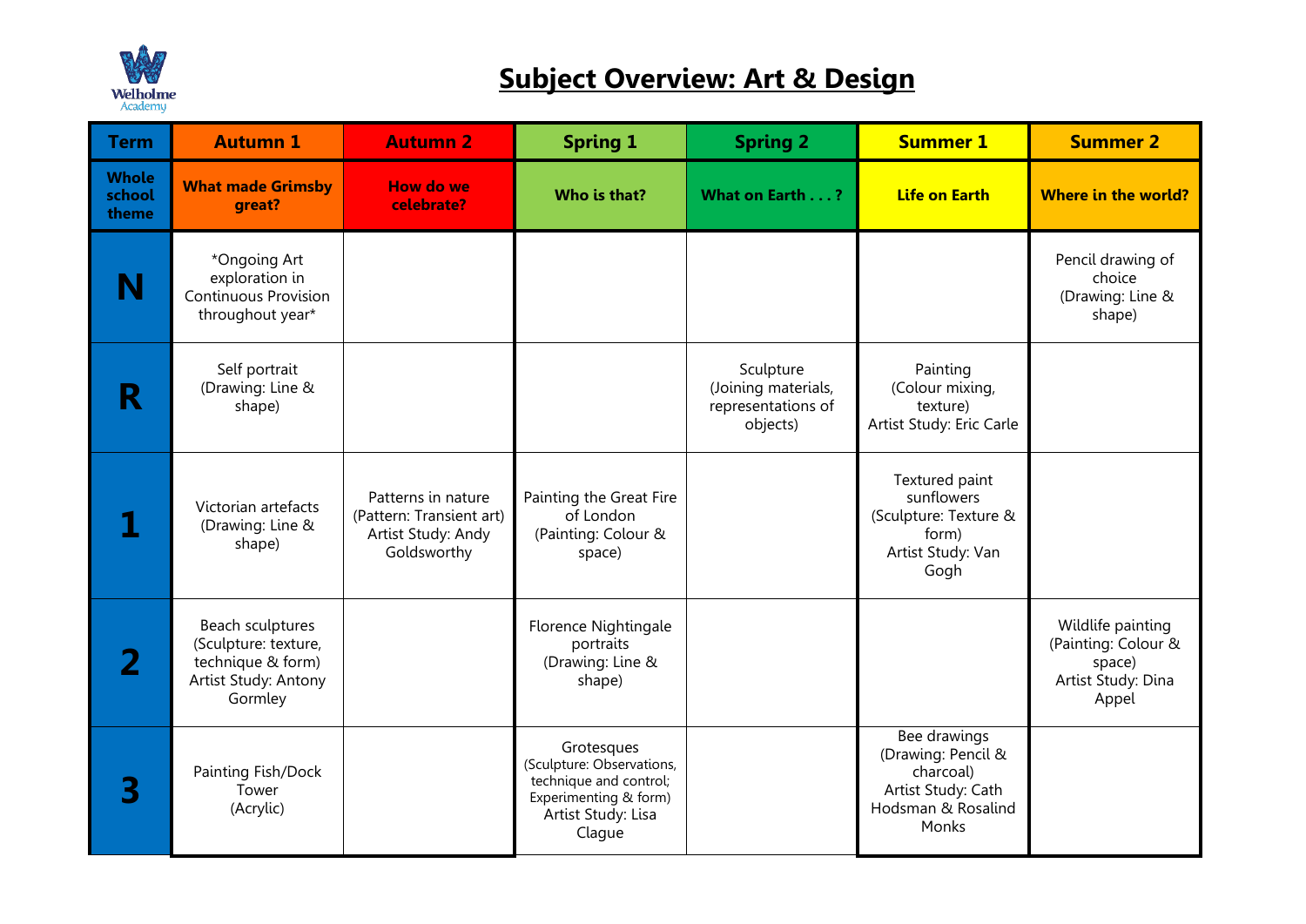# Subject Overview: Art & Design

| Term | Autumn 1 | Autumn 2 | Spring 1 | Spring 2 | Summer 1 | Summer 2 |
|---|---|---|---|---|---|---|
| **Whole school theme** | **What made Grimsby great?** | **How do we celebrate?** | **Who is that?** | **What on Earth . . . ?** | **Life on Earth** | **Where in the world?** |
| **N** | *Ongoing Art exploration in Continuous Provision throughout year* | | | | | Pencil drawing of choice (Drawing: Line & shape) |
| **R** | Self portrait (Drawing: Line & shape) | | | Sculpture (Joining materials, representations of objects) | Painting (Colour mixing, texture) Artist Study: Eric Carle | |
| **1** | Victorian artefacts (Drawing: Line & shape) | Patterns in nature (Pattern: Transient art) Artist Study: Andy Goldsworthy | Painting the Great Fire of London (Painting: Colour & space) | | Textured paint sunflowers (Sculpture: Texture & form) Artist Study: Van Gogh | |
| **2** | Beach sculptures (Sculpture: texture, technique & form) Artist Study: Antony Gormley | | Florence Nightingale portraits (Drawing: Line & shape) | | | Wildlife painting (Painting: Colour & space) Artist Study: Dina Appel |
| **3** | Painting Fish/Dock Tower (Acrylic) | | Grotesques (Sculpture: Observations, technique and control; Experimenting & form) Artist Study: Lisa Clague | | Bee drawings (Drawing: Pencil & charcoal) Artist Study: Cath Hodsman & Rosalind Monks | |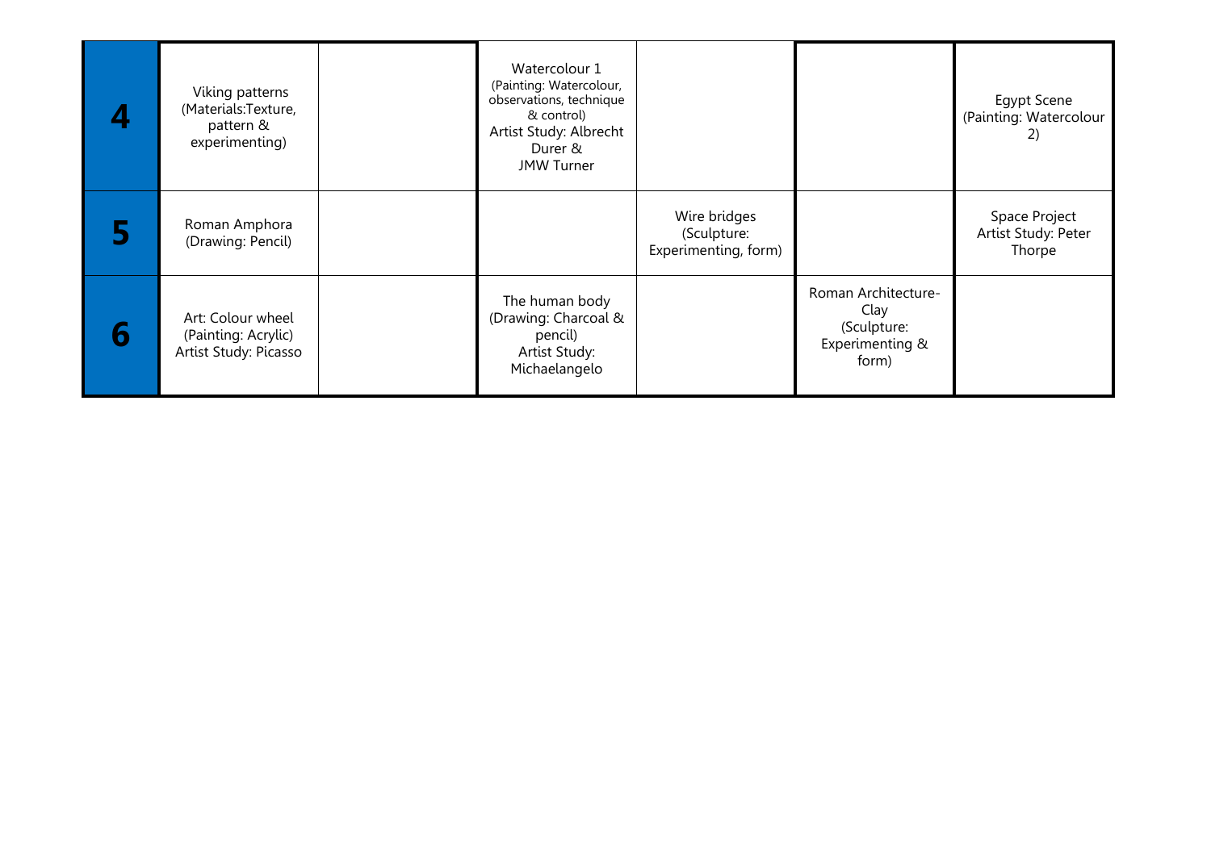| | | | | | | |
|---|---|---|---|---|---|---|
| **4** | Viking patterns (Materials:Texture, pattern & experimenting) | | Watercolour 1 (Painting: Watercolour, observations, technique & control) Artist Study: Albrecht Durer & JMW Turner | | | Egypt Scene (Painting: Watercolour 2) |
| **5** | Roman Amphora (Drawing: Pencil) | | | Wire bridges (Sculpture: Experimenting, form) | | Space Project Artist Study: Peter Thorpe |
| **6** | Art: Colour wheel (Painting: Acrylic) Artist Study: Picasso | | The human body (Drawing: Charcoal & pencil) Artist Study: Michaelangelo | | Roman Architecture- Clay (Sculpture: Experimenting & form) | |